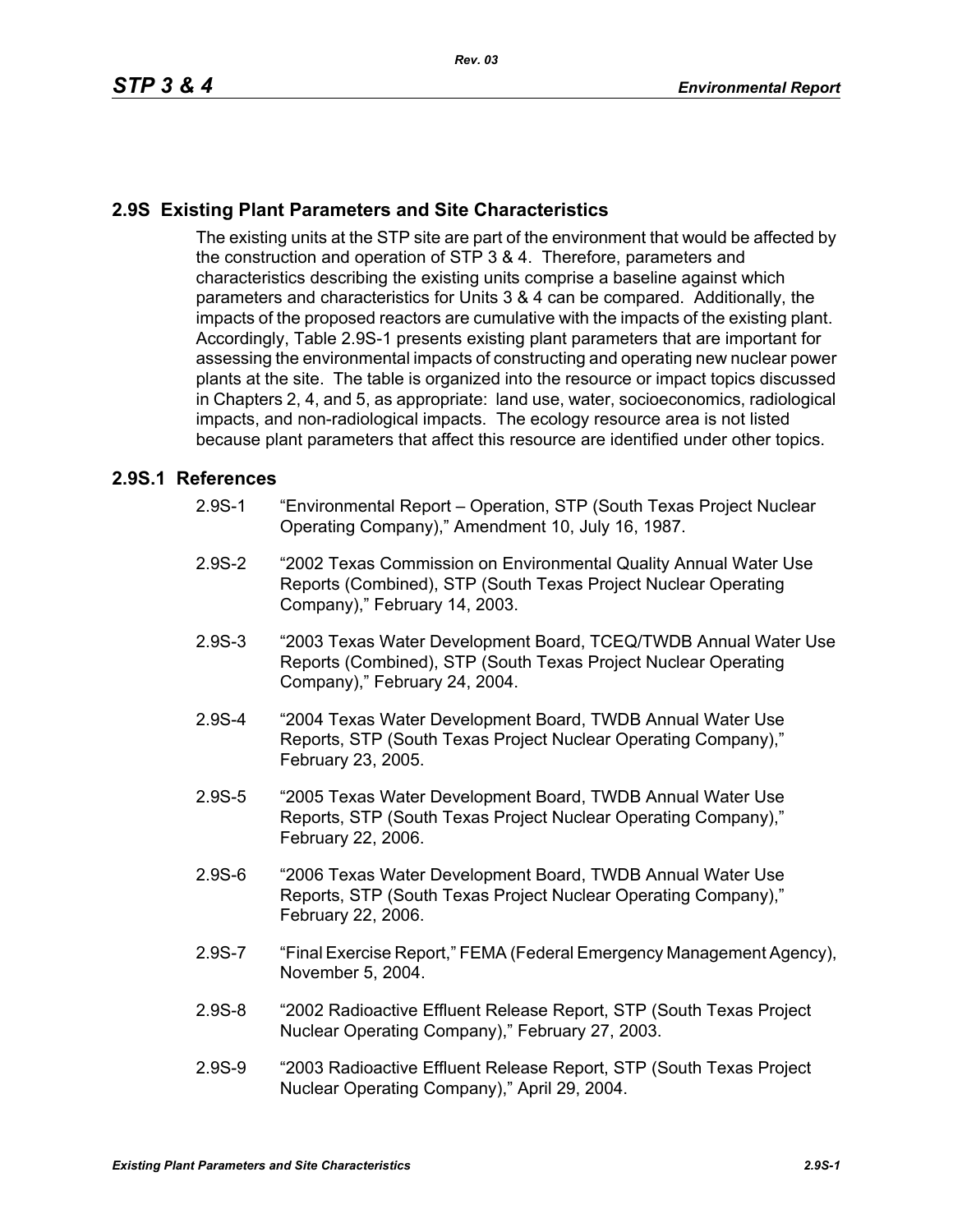## 2.9S Existing Plant Parameters and Site Characteristics

The existing units at the STP site are part of the environment that would be affected by the construction and operation of STP 3 & 4. Therefore, parameters and characteristics describing the existing units comprise a baseline against which parameters and characteristics for Units 3 & 4 can be compared. Additionally, the impacts of the proposed reactors are cumulative with the impacts of the existing plant. Accordingly, Table 2.9S-1 presents existing plant parameters that are important for assessing the environmental impacts of constructing and operating new nuclear power plants at the site. The table is organized into the resource or impact topics discussed in Chapters 2, 4, and 5, as appropriate: land use, water, socioeconomics, radiological impacts, and non-radiological impacts. The ecology resource area is not listed because plant parameters that affect this resource are identified under other topics.

### 2.9S.1 References

2.9S-1 "Environmental Report – Operation, STP (South Texas Project Nuclear Operating Company)," Amendment 10, July 16, 1987.

2.9S-2 "2002 Texas Commission on Environmental Quality Annual Water Use Reports (Combined), STP (South Texas Project Nuclear Operating Company)," February 14, 2003.

2.9S-3 "2003 Texas Water Development Board, TCEQ/TWDB Annual Water Use Reports (Combined), STP (South Texas Project Nuclear Operating Company)," February 24, 2004.

2.9S-4 "2004 Texas Water Development Board, TWDB Annual Water Use Reports, STP (South Texas Project Nuclear Operating Company)," February 23, 2005.

2.9S-5 "2005 Texas Water Development Board, TWDB Annual Water Use Reports, STP (South Texas Project Nuclear Operating Company)," February 22, 2006.

2.9S-6 "2006 Texas Water Development Board, TWDB Annual Water Use Reports, STP (South Texas Project Nuclear Operating Company)," February 22, 2006.

2.9S-7 "Final Exercise Report," FEMA (Federal Emergency Management Agency), November 5, 2004.

2.9S-8 "2002 Radioactive Effluent Release Report, STP (South Texas Project Nuclear Operating Company)," February 27, 2003.

2.9S-9 "2003 Radioactive Effluent Release Report, STP (South Texas Project Nuclear Operating Company)," April 29, 2004.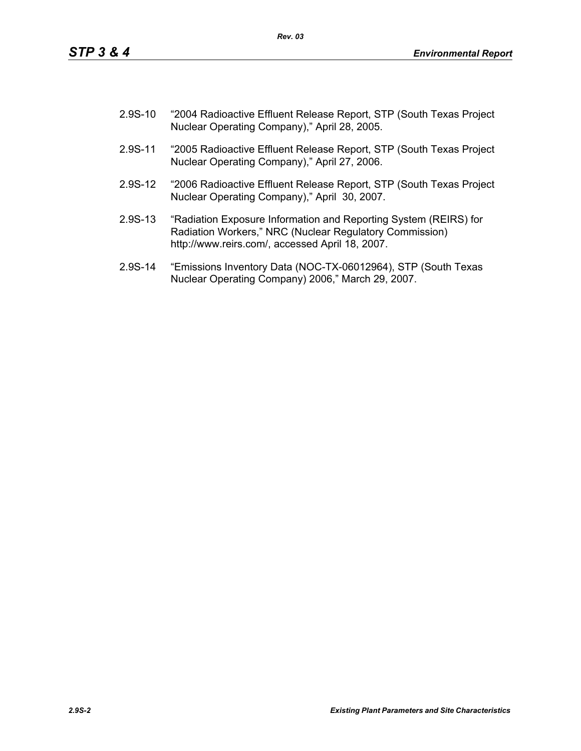2.9S-10 "2004 Radioactive Effluent Release Report, STP (South Texas Project Nuclear Operating Company)," April 28, 2005.

2.9S-11 "2005 Radioactive Effluent Release Report, STP (South Texas Project Nuclear Operating Company)," April 27, 2006.

2.9S-12 "2006 Radioactive Effluent Release Report, STP (South Texas Project Nuclear Operating Company)," April 30, 2007.

2.9S-13 "Radiation Exposure Information and Reporting System (REIRS) for Radiation Workers," NRC (Nuclear Regulatory Commission) http://www.reirs.com/, accessed April 18, 2007.

2.9S-14 "Emissions Inventory Data (NOC-TX-06012964), STP (South Texas Nuclear Operating Company) 2006," March 29, 2007.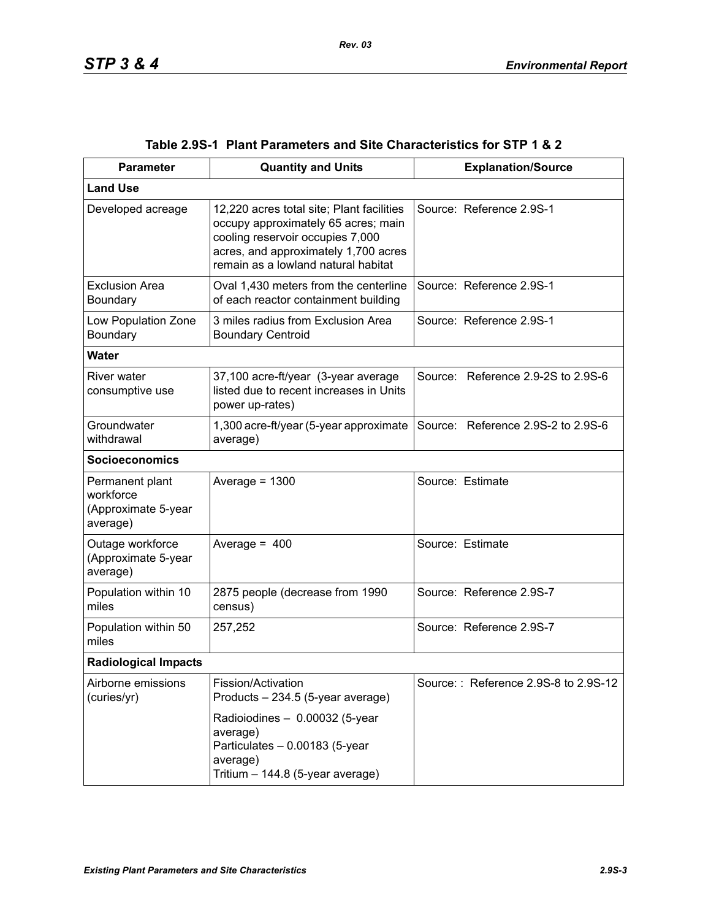**Table 2.9S-1 Plant Parameters and Site Characteristics for STP 1 & 2**

| Parameter | Quantity and Units | Explanation/Source |
|---|---|---|
| **Land Use** | | |
| Developed acreage | 12,220 acres total site; Plant facilities occupy approximately 65 acres; main cooling reservoir occupies 7,000 acres, and approximately 1,700 acres remain as a lowland natural habitat | Source: Reference 2.9S-1 |
| Exclusion Area Boundary | Oval 1,430 meters from the centerline of each reactor containment building | Source: Reference 2.9S-1 |
| Low Population Zone Boundary | 3 miles radius from Exclusion Area Boundary Centroid | Source: Reference 2.9S-1 |
| **Water** | | |
| River water consumptive use | 37,100 acre-ft/year (3-year average listed due to recent increases in Units power up-rates) | Source: Reference 2.9-2S to 2.9S-6 |
| Groundwater withdrawal | 1,300 acre-ft/year (5-year approximate average) | Source: Reference 2.9S-2 to 2.9S-6 |
| **Socioeconomics** | | |
| Permanent plant workforce (Approximate 5-year average) | Average = 1300 | Source: Estimate |
| Outage workforce (Approximate 5-year average) | Average = 400 | Source: Estimate |
| Population within 10 miles | 2875 people (decrease from 1990 census) | Source: Reference 2.9S-7 |
| Population within 50 miles | 257,252 | Source: Reference 2.9S-7 |
| **Radiological Impacts** | | |
| Airborne emissions (curies/yr) | Fission/Activation Products – 234.5 (5-year average)<br>Radioiodines – 0.00032 (5-year average)<br>Particulates – 0.00183 (5-year average)<br>Tritium – 144.8 (5-year average) | Source: : Reference 2.9S-8 to 2.9S-12 |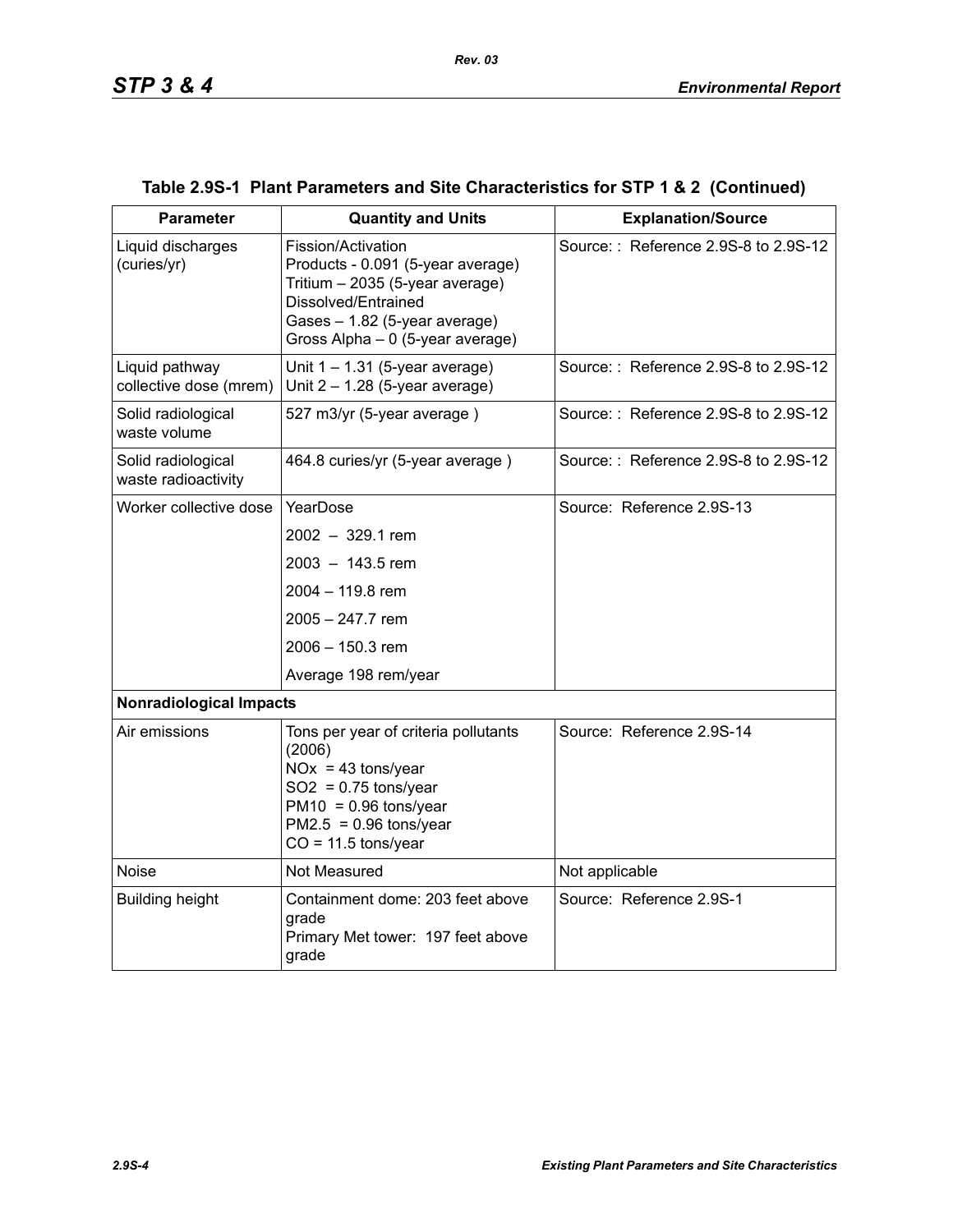**Table 2.9S-1 Plant Parameters and Site Characteristics for STP 1 & 2 (Continued)**

| Parameter | Quantity and Units | Explanation/Source |
|---|---|---|
| Liquid discharges (curies/yr) | Fission/Activation Products - 0.091 (5-year average)<br>Tritium – 2035 (5-year average)<br>Dissolved/Entrained Gases – 1.82 (5-year average)<br>Gross Alpha – 0 (5-year average) | Source: : Reference 2.9S-8 to 2.9S-12 |
| Liquid pathway collective dose (mrem) | Unit 1 – 1.31 (5-year average)<br>Unit 2 – 1.28 (5-year average) | Source: : Reference 2.9S-8 to 2.9S-12 |
| Solid radiological waste volume | 527 m3/yr (5-year average ) | Source: : Reference 2.9S-8 to 2.9S-12 |
| Solid radiological waste radioactivity | 464.8 curies/yr (5-year average ) | Source: : Reference 2.9S-8 to 2.9S-12 |
| Worker collective dose | YearDose<br>2002 – 329.1 rem<br>2003 – 143.5 rem<br>2004 – 119.8 rem<br>2005 – 247.7 rem<br>2006 – 150.3 rem<br>Average 198 rem/year | Source: Reference 2.9S-13 |
| **Nonradiological Impacts** | | |
| Air emissions | Tons per year of criteria pollutants (2006)<br>NOx = 43 tons/year<br>SO2 = 0.75 tons/year<br>PM10 = 0.96 tons/year<br>PM2.5 = 0.96 tons/year<br>CO = 11.5 tons/year | Source: Reference 2.9S-14 |
| Noise | Not Measured | Not applicable |
| Building height | Containment dome: 203 feet above grade<br>Primary Met tower: 197 feet above grade | Source: Reference 2.9S-1 |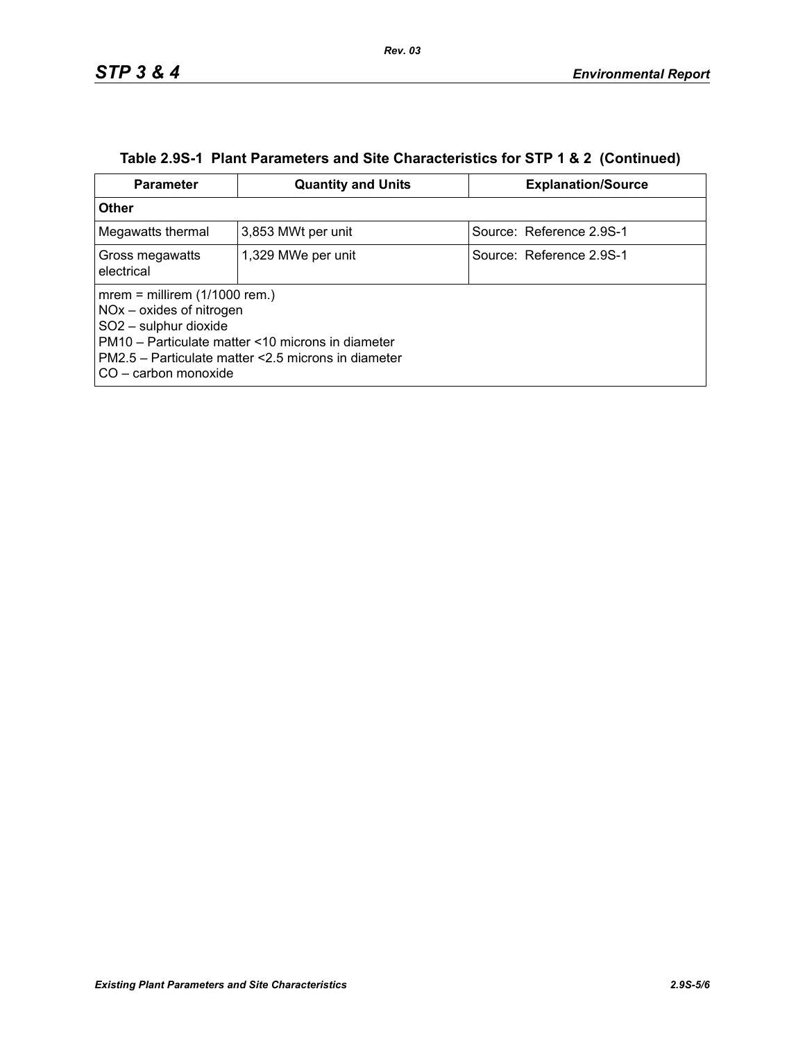**Table 2.9S-1 Plant Parameters and Site Characteristics for STP 1 & 2 (Continued)**

| Parameter | Quantity and Units | Explanation/Source |
|---|---|---|
| **Other** | | |
| Megawatts thermal | 3,853 MWt per unit | Source: Reference 2.9S-1 |
| Gross megawatts electrical | 1,329 MWe per unit | Source: Reference 2.9S-1 |
| mrem = millirem (1/1000 rem.)<br>NOx – oxides of nitrogen<br>SO2 – sulphur dioxide<br>PM10 – Particulate matter <10 microns in diameter<br>PM2.5 – Particulate matter <2.5 microns in diameter<br>CO – carbon monoxide | | |